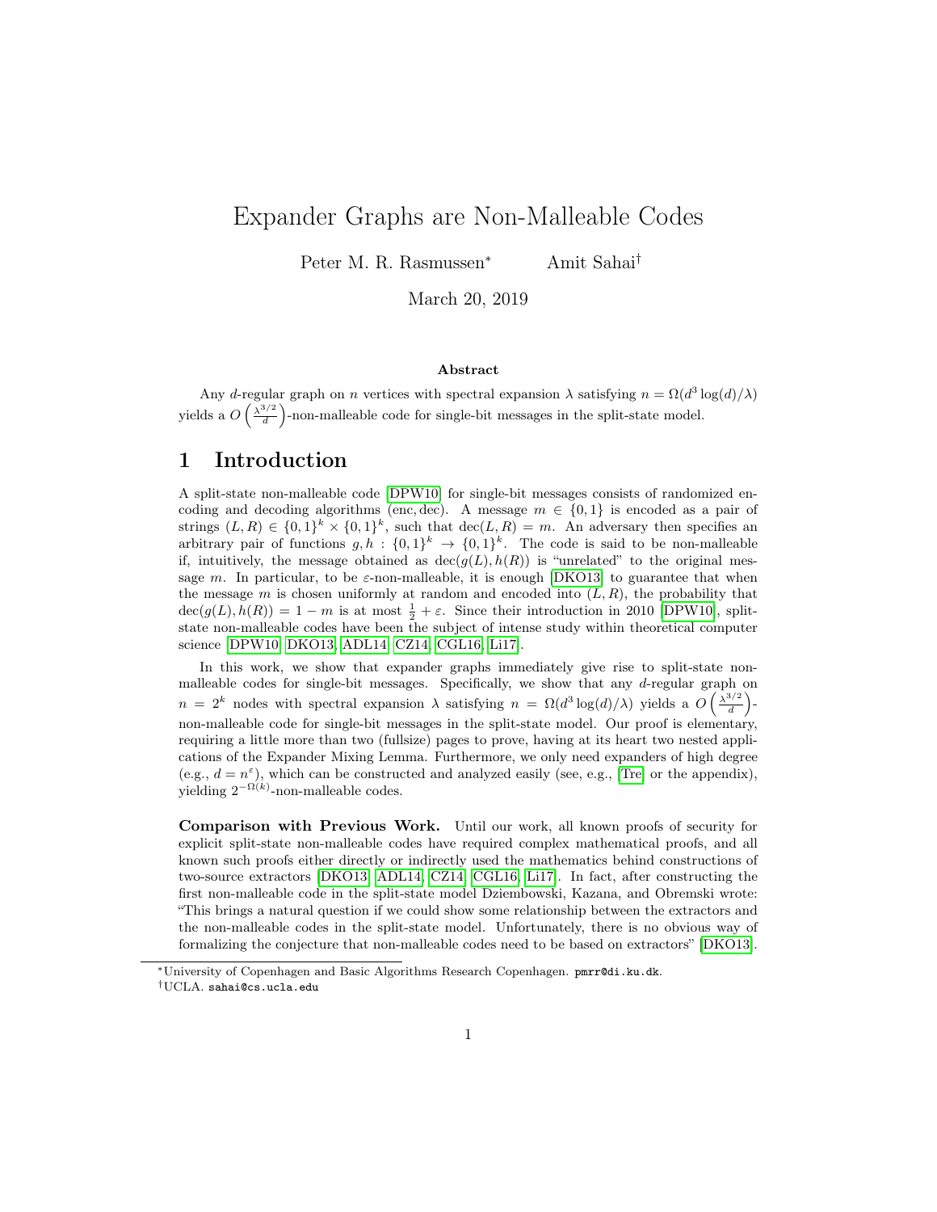# Expander Graphs are Non-Malleable Codes

Peter M. R. Rasmussen[*] Amit Sahai[†]

March 20, 2019

### Abstract

Any $d$-regular graph on $n$ vertices with spectral expansion $\lambda$ satisfying $n = \Omega(d^3 \log(d)/\lambda)$ yields a $O\left(\frac{\lambda^{3/2}}{d}\right)$-non-malleable code for single-bit messages in the split-state model.

## 1 Introduction

A split-state non-malleable code [DPW10] for single-bit messages consists of randomized encoding and decoding algorithms (enc, dec). A message $m \in \{0,1\}$ is encoded as a pair of strings $(L, R) \in \{0,1\}^k \times \{0,1\}^k$, such that $\text{dec}(L, R) = m$. An adversary then specifies an arbitrary pair of functions $g, h : \{0,1\}^k \to \{0,1\}^k$. The code is said to be non-malleable if, intuitively, the message obtained as $\text{dec}(g(L), h(R))$ is "unrelated" to the original message $m$. In particular, to be $\varepsilon$-non-malleable, it is enough [DKO13] to guarantee that when the message $m$ is chosen uniformly at random and encoded into $(L, R)$, the probability that $\text{dec}(g(L), h(R)) = 1 - m$ is at most $\frac{1}{2} + \varepsilon$. Since their introduction in 2010 [DPW10], split-state non-malleable codes have been the subject of intense study within theoretical computer science [DPW10, DKO13, ADL14, CZ14, CGL16, Li17].

In this work, we show that expander graphs immediately give rise to split-state non-malleable codes for single-bit messages. Specifically, we show that any $d$-regular graph on $n = 2^k$ nodes with spectral expansion $\lambda$ satisfying $n = \Omega(d^3 \log(d)/\lambda)$ yields a $O\left(\frac{\lambda^{3/2}}{d}\right)$-non-malleable code for single-bit messages in the split-state model. Our proof is elementary, requiring a little more than two (fullsize) pages to prove, having at its heart two nested applications of the Expander Mixing Lemma. Furthermore, we only need expanders of high degree (e.g., $d = n^{\varepsilon}$), which can be constructed and analyzed easily (see, e.g., [Tre] or the appendix), yielding $2^{-\Omega(k)}$-non-malleable codes.

**Comparison with Previous Work.** Until our work, all known proofs of security for explicit split-state non-malleable codes have required complex mathematical proofs, and all known such proofs either directly or indirectly used the mathematics behind constructions of two-source extractors [DKO13, ADL14, CZ14, CGL16, Li17]. In fact, after constructing the first non-malleable code in the split-state model Dziembowski, Kazana, and Obremski wrote: "This brings a natural question if we could show some relationship between the extractors and the non-malleable codes in the split-state model. Unfortunately, there is no obvious way of formalizing the conjecture that non-malleable codes need to be based on extractors" [DKO13].

[*]University of Copenhagen and Basic Algorithms Research Copenhagen. pmrr@di.ku.dk.

[†]UCLA. sahai@cs.ucla.edu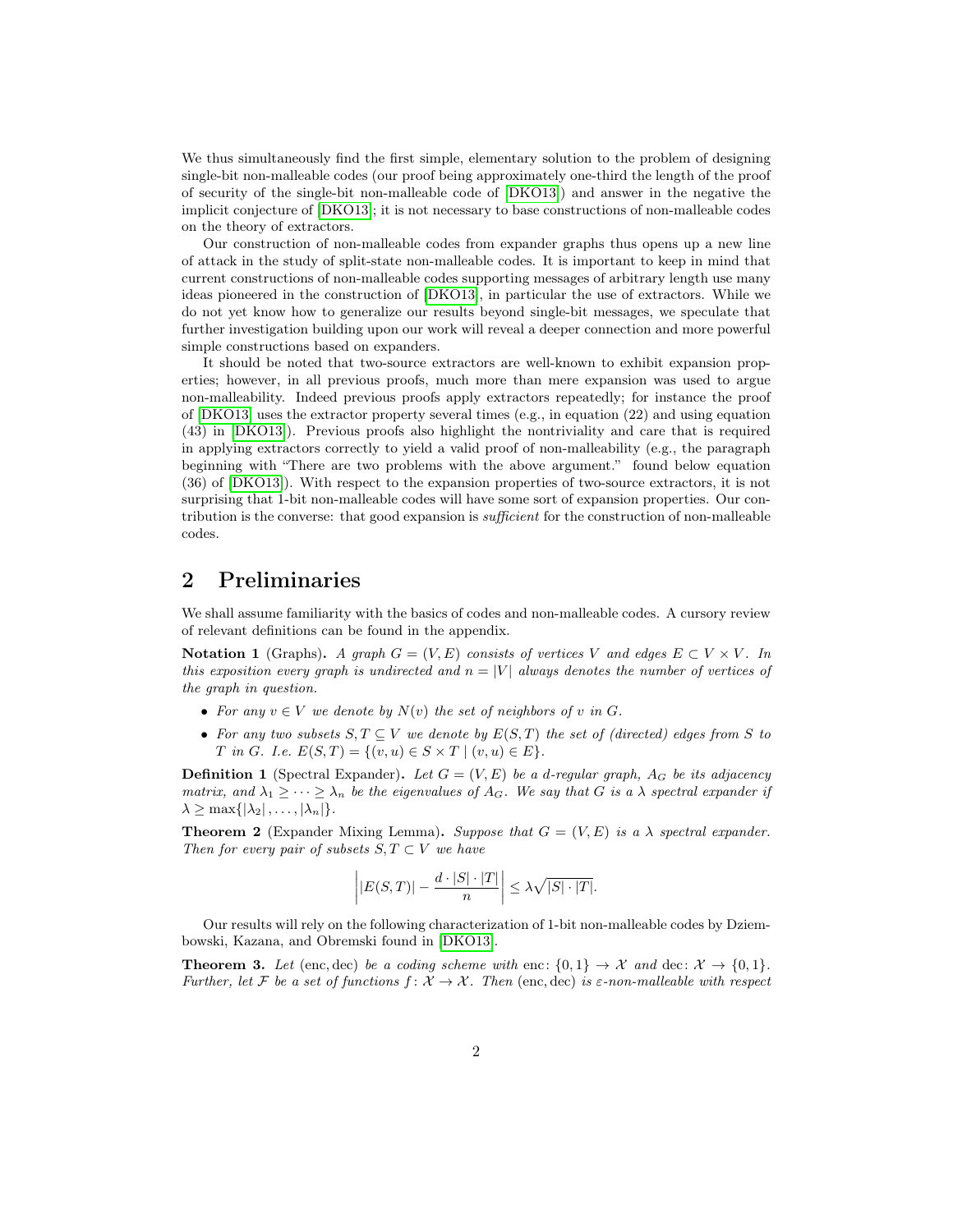We thus simultaneously find the first simple, elementary solution to the problem of designing single-bit non-malleable codes (our proof being approximately one-third the length of the proof of security of the single-bit non-malleable code of [DKO13]) and answer in the negative the implicit conjecture of [DKO13]; it is not necessary to base constructions of non-malleable codes on the theory of extractors.

Our construction of non-malleable codes from expander graphs thus opens up a new line of attack in the study of split-state non-malleable codes. It is important to keep in mind that current constructions of non-malleable codes supporting messages of arbitrary length use many ideas pioneered in the construction of [DKO13], in particular the use of extractors. While we do not yet know how to generalize our results beyond single-bit messages, we speculate that further investigation building upon our work will reveal a deeper connection and more powerful simple constructions based on expanders.

It should be noted that two-source extractors are well-known to exhibit expansion properties; however, in all previous proofs, much more than mere expansion was used to argue non-malleability. Indeed previous proofs apply extractors repeatedly; for instance the proof of [DKO13] uses the extractor property several times (e.g., in equation (22) and using equation (43) in [DKO13]). Previous proofs also highlight the nontriviality and care that is required in applying extractors correctly to yield a valid proof of non-malleability (e.g., the paragraph beginning with "There are two problems with the above argument." found below equation (36) of [DKO13]). With respect to the expansion properties of two-source extractors, it is not surprising that 1-bit non-malleable codes will have some sort of expansion properties. Our contribution is the converse: that good expansion is *sufficient* for the construction of non-malleable codes.

## 2 Preliminaries

We shall assume familiarity with the basics of codes and non-malleable codes. A cursory review of relevant definitions can be found in the appendix.

**Notation 1** (Graphs)**.** *A graph $G = (V, E)$ consists of vertices $V$ and edges $E \subset V \times V$. In this exposition every graph is undirected and $n = |V|$ always denotes the number of vertices of the graph in question.*

- *For any $v \in V$ we denote by $N(v)$ the set of neighbors of $v$ in $G$.*
- *For any two subsets $S, T \subseteq V$ we denote by $E(S, T)$ the set of (directed) edges from $S$ to $T$ in $G$. I.e. $E(S, T) = \{(v, u) \in S \times T \mid (v, u) \in E\}$.*

**Definition 1** (Spectral Expander)**.** *Let $G = (V, E)$ be a $d$-regular graph, $A_G$ be its adjacency matrix, and $\lambda_1 \geq \cdots \geq \lambda_n$ be the eigenvalues of $A_G$. We say that $G$ is a $\lambda$ spectral expander if $\lambda \geq \max\{|\lambda_2|, \ldots, |\lambda_n|\}$.*

**Theorem 2** (Expander Mixing Lemma)**.** *Suppose that $G = (V, E)$ is a $\lambda$ spectral expander. Then for every pair of subsets $S, T \subset V$ we have*

$$\left| |E(S, T)| - \frac{d \cdot |S| \cdot |T|}{n} \right| \leq \lambda \sqrt{|S| \cdot |T|}.$$

Our results will rely on the following characterization of 1-bit non-malleable codes by Dziembowski, Kazana, and Obremski found in [DKO13].

**Theorem 3.** *Let* (enc, dec) *be a coding scheme with* $\mathrm{enc}\colon \{0,1\} \to \mathcal{X}$ *and* $\mathrm{dec}\colon \mathcal{X} \to \{0,1\}$*. Further, let $\mathcal{F}$ be a set of functions $f\colon \mathcal{X} \to \mathcal{X}$. Then* (enc, dec) *is $\varepsilon$-non-malleable with respect*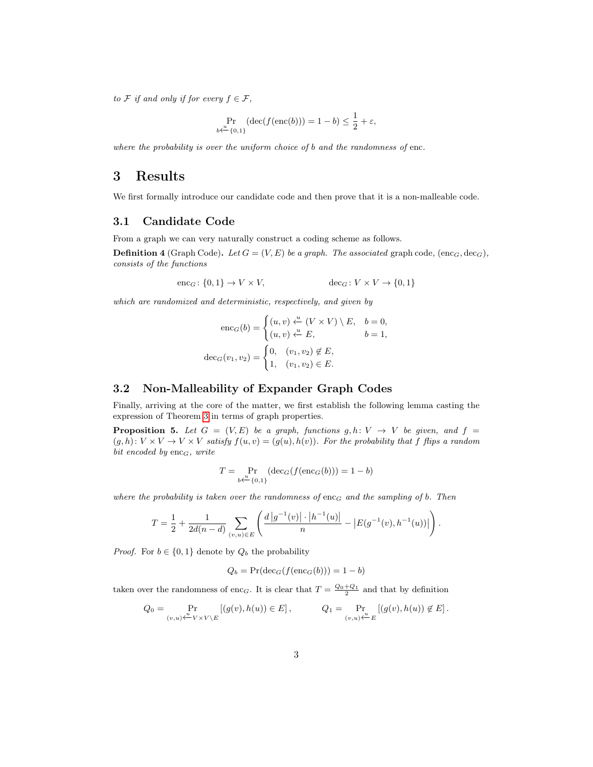*to $\mathcal{F}$ if and only if for every $f \in \mathcal{F}$,*

$$\Pr_{b \xleftarrow{u} \{0,1\}} (\mathrm{dec}(f(\mathrm{enc}(b))) = 1 - b) \leq \frac{1}{2} + \varepsilon,$$

*where the probability is over the uniform choice of $b$ and the randomness of* enc.

# 3 Results

We first formally introduce our candidate code and then prove that it is a non-malleable code.

## 3.1 Candidate Code

From a graph we can very naturally construct a coding scheme as follows.

**Definition 4** (Graph Code)**.** *Let $G = (V, E)$ be a graph. The associated* graph code*, $(\mathrm{enc}_G, \mathrm{dec}_G)$, consists of the functions*

$$\mathrm{enc}_G \colon \{0,1\} \to V \times V, \qquad\qquad \mathrm{dec}_G \colon V \times V \to \{0,1\}$$

*which are randomized and deterministic, respectively, and given by*

$$\mathrm{enc}_G(b) = \begin{cases} (u,v) \xleftarrow{u} (V \times V) \setminus E, & b = 0, \\ (u,v) \xleftarrow{u} E, & b = 1, \end{cases}$$

$$\mathrm{dec}_G(v_1, v_2) = \begin{cases} 0, & (v_1, v_2) \notin E, \\ 1, & (v_1, v_2) \in E. \end{cases}$$

## 3.2 Non-Malleability of Expander Graph Codes

Finally, arriving at the core of the matter, we first establish the following lemma casting the expression of Theorem 3 in terms of graph properties.

**Proposition 5.** *Let $G = (V, E)$ be a graph, functions $g, h \colon V \to V$ be given, and $f = (g, h) \colon V \times V \to V \times V$ satisfy $f(u, v) = (g(u), h(v))$. For the probability that $f$ flips a random bit encoded by $\mathrm{enc}_G$, write*

$$T = \Pr_{b \xleftarrow{u} \{0,1\}} (\mathrm{dec}_G(f(\mathrm{enc}_G(b))) = 1 - b)$$

*where the probability is taken over the randomness of $\mathrm{enc}_G$ and the sampling of $b$. Then*

$$T = \frac{1}{2} + \frac{1}{2d(n-d)} \sum_{(v,u) \in E} \left( \frac{d \left|g^{-1}(v)\right| \cdot \left|h^{-1}(u)\right|}{n} - \left|E(g^{-1}(v), h^{-1}(u))\right| \right).$$

*Proof.* For $b \in \{0,1\}$ denote by $Q_b$ the probability

$$Q_b = \Pr(\mathrm{dec}_G(f(\mathrm{enc}_G(b))) = 1 - b)$$

taken over the randomness of $\mathrm{enc}_G$. It is clear that $T = \frac{Q_0 + Q_1}{2}$ and that by definition

$$Q_0 = \Pr_{(v,u) \xleftarrow{u} V \times V \setminus E} [(g(v), h(u)) \in E], \qquad Q_1 = \Pr_{(v,u) \xleftarrow{u} E} [(g(v), h(u)) \notin E].$$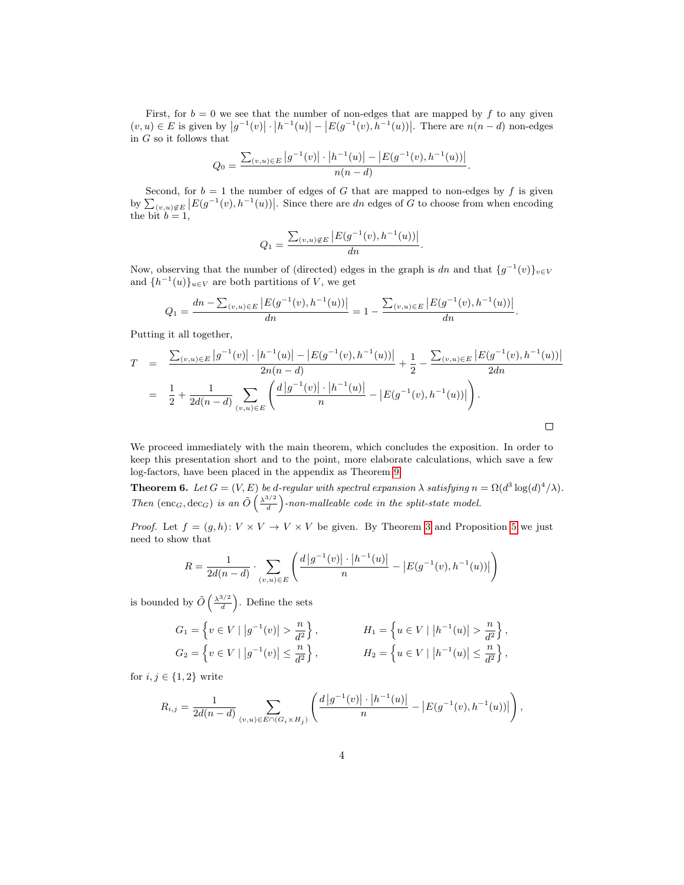First, for $b = 0$ we see that the number of non-edges that are mapped by $f$ to any given $(v, u) \in E$ is given by $\left|g^{-1}(v)\right| \cdot \left|h^{-1}(u)\right| - \left|E(g^{-1}(v), h^{-1}(u))\right|$. There are $n(n-d)$ non-edges in $G$ so it follows that

$$Q_0 = \frac{\sum_{(v,u)\in E} \left|g^{-1}(v)\right| \cdot \left|h^{-1}(u)\right| - \left|E(g^{-1}(v), h^{-1}(u))\right|}{n(n-d)}.$$

Second, for $b = 1$ the number of edges of $G$ that are mapped to non-edges by $f$ is given by $\sum_{(v,u)\notin E} \left|E(g^{-1}(v), h^{-1}(u))\right|$. Since there are $dn$ edges of $G$ to choose from when encoding the bit $b = 1$,

$$Q_1 = \frac{\sum_{(v,u)\notin E} \left|E(g^{-1}(v), h^{-1}(u))\right|}{dn}.$$

Now, observing that the number of (directed) edges in the graph is $dn$ and that $\{g^{-1}(v)\}_{v\in V}$ and $\{h^{-1}(u)\}_{u\in V}$ are both partitions of $V$, we get

$$Q_1 = \frac{dn - \sum_{(v,u)\in E} \left|E(g^{-1}(v), h^{-1}(u))\right|}{dn} = 1 - \frac{\sum_{(v,u)\in E} \left|E(g^{-1}(v), h^{-1}(u))\right|}{dn}.$$

Putting it all together,

$$\begin{aligned} T &= \frac{\sum_{(v,u)\in E} \left|g^{-1}(v)\right| \cdot \left|h^{-1}(u)\right| - \left|E(g^{-1}(v), h^{-1}(u))\right|}{2n(n-d)} + \frac{1}{2} - \frac{\sum_{(v,u)\in E} \left|E(g^{-1}(v), h^{-1}(u))\right|}{2dn} \\ &= \frac{1}{2} + \frac{1}{2d(n-d)} \sum_{(v,u)\in E} \left( \frac{d\left|g^{-1}(v)\right| \cdot \left|h^{-1}(u)\right|}{n} - \left|E(g^{-1}(v), h^{-1}(u))\right| \right). \end{aligned}$$

□

We proceed immediately with the main theorem, which concludes the exposition. In order to keep this presentation short and to the point, more elaborate calculations, which save a few log-factors, have been placed in the appendix as Theorem 9.

**Theorem 6.** *Let $G = (V, E)$ be $d$-regular with spectral expansion $\lambda$ satisfying $n = \Omega(d^3 \log(d)^4/\lambda)$. Then $(\mathrm{enc}_G, \mathrm{dec}_G)$ is an $\tilde{O}\left(\frac{\lambda^{3/2}}{d}\right)$-non-malleable code in the split-state model.*

*Proof.* Let $f = (g, h)\colon V \times V \to V \times V$ be given. By Theorem 3 and Proposition 5 we just need to show that

$$R = \frac{1}{2d(n-d)} \cdot \sum_{(v,u)\in E} \left( \frac{d\left|g^{-1}(v)\right| \cdot \left|h^{-1}(u)\right|}{n} - \left|E(g^{-1}(v), h^{-1}(u))\right| \right)$$

is bounded by $\tilde{O}\left(\frac{\lambda^{3/2}}{d}\right)$. Define the sets

$$G_1 = \left\{ v \in V \mid \left|g^{-1}(v)\right| > \frac{n}{d^2} \right\}, \qquad H_1 = \left\{ u \in V \mid \left|h^{-1}(u)\right| > \frac{n}{d^2} \right\},$$
$$G_2 = \left\{ v \in V \mid \left|g^{-1}(v)\right| \leq \frac{n}{d^2} \right\}, \qquad H_2 = \left\{ u \in V \mid \left|h^{-1}(u)\right| \leq \frac{n}{d^2} \right\},$$

for $i, j \in \{1, 2\}$ write

$$R_{i,j} = \frac{1}{2d(n-d)} \sum_{(v,u)\in E\cap(G_i\times H_j)} \left( \frac{d\left|g^{-1}(v)\right| \cdot \left|h^{-1}(u)\right|}{n} - \left|E(g^{-1}(v), h^{-1}(u))\right| \right),$$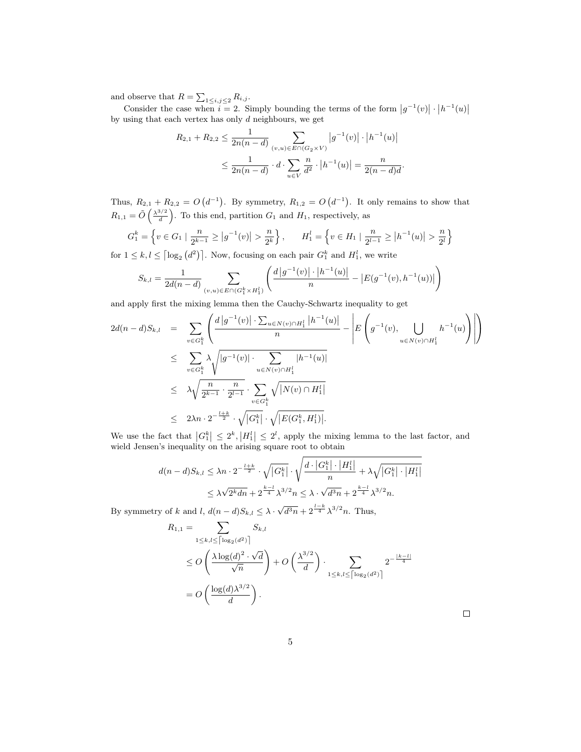and observe that $R = \sum_{1 \le i,j \le 2} R_{i,j}$.

Consider the case when $i = 2$. Simply bounding the terms of the form $\left|g^{-1}(v)\right| \cdot \left|h^{-1}(u)\right|$ by using that each vertex has only $d$ neighbours, we get

$$
\begin{aligned}
R_{2,1} + R_{2,2} &\le \frac{1}{2n(n-d)} \sum_{(v,u) \in E \cap (G_2 \times V)} \left|g^{-1}(v)\right| \cdot \left|h^{-1}(u)\right| \\
&\le \frac{1}{2n(n-d)} \cdot d \cdot \sum_{u \in V} \frac{n}{d^2} \cdot \left|h^{-1}(u)\right| = \frac{n}{2(n-d)d}.
\end{aligned}
$$

Thus, $R_{2,1} + R_{2,2} = O\left(d^{-1}\right)$. By symmetry, $R_{1,2} = O\left(d^{-1}\right)$. It only remains to show that $R_{1,1} = \tilde{O}\left(\frac{\lambda^{3/2}}{d}\right)$. To this end, partition $G_1$ and $H_1$, respectively, as

$$
G_1^k = \left\{ v \in G_1 \mid \frac{n}{2^{k-1}} \ge \left|g^{-1}(v)\right| > \frac{n}{2^k} \right\}, \qquad H_1^l = \left\{ v \in H_1 \mid \frac{n}{2^{l-1}} \ge \left|h^{-1}(u)\right| > \frac{n}{2^l} \right\}
$$

for $1 \le k, l \le \left\lceil \log_2\left(d^2\right) \right\rceil$. Now, focusing on each pair $G_1^k$ and $H_1^l$, we write

$$
S_{k,l} = \frac{1}{2d(n-d)} \sum_{(v,u) \in E \cap (G_1^k \times H_1^l)} \left( \frac{d\left|g^{-1}(v)\right| \cdot \left|h^{-1}(u)\right|}{n} - \left|E(g^{-1}(v), h^{-1}(u))\right| \right)
$$

and apply first the mixing lemma then the Cauchy-Schwartz inequality to get

$$
\begin{aligned}
2d(n-d)S_{k,l} &= \sum_{v \in G_1^k} \left( \frac{d\left|g^{-1}(v)\right| \cdot \sum_{u \in N(v) \cap H_1^l} \left|h^{-1}(u)\right|}{n} - \left| E\left( g^{-1}(v), \bigcup_{u \in N(v) \cap H_1^l} h^{-1}(u) \right) \right| \right) \\
&\le \sum_{v \in G_1^k} \lambda \sqrt{\left|g^{-1}(v)\right| \cdot \sum_{u \in N(v) \cap H_1^l} \left|h^{-1}(u)\right|} \\
&\le \lambda \sqrt{\frac{n}{2^{k-1}} \cdot \frac{n}{2^{l-1}}} \cdot \sum_{v \in G_1^k} \sqrt{\left|N(v) \cap H_1^l\right|} \\
&\le 2\lambda n \cdot 2^{-\frac{l+k}{2}} \cdot \sqrt{\left|G_1^k\right|} \cdot \sqrt{\left|E(G_1^k, H_1^l)\right|}.
\end{aligned}
$$

We use the fact that $\left|G_1^k\right| \le 2^k, \left|H_1^l\right| \le 2^l$, apply the mixing lemma to the last factor, and wield Jensen's inequality on the arising square root to obtain

$$
\begin{aligned}
d(n-d)S_{k,l} &\le \lambda n \cdot 2^{-\frac{l+k}{2}} \cdot \sqrt{\left|G_1^k\right|} \cdot \sqrt{\frac{d \cdot \left|G_1^k\right| \cdot \left|H_1^l\right|}{n} + \lambda \sqrt{\left|G_1^k\right| \cdot \left|H_1^l\right|}} \\
&\le \lambda \sqrt{2^k dn} + 2^{\frac{k-l}{4}} \lambda^{3/2} n \le \lambda \cdot \sqrt{d^3 n} + 2^{\frac{k-l}{4}} \lambda^{3/2} n.
\end{aligned}
$$

By symmetry of $k$ and $l$, $d(n-d)S_{k,l} \le \lambda \cdot \sqrt{d^3 n} + 2^{\frac{l-k}{4}} \lambda^{3/2} n$. Thus,

$$
\begin{aligned}
R_{1,1} &= \sum_{1 \le k,l \le \left\lceil \log_2(d^2) \right\rceil} S_{k,l} \\
&\le O\left( \frac{\lambda \log(d)^2 \cdot \sqrt{d}}{\sqrt{n}} \right) + O\left( \frac{\lambda^{3/2}}{d} \right) \cdot \sum_{1 \le k,l \le \left\lceil \log_2(d^2) \right\rceil} 2^{-\frac{|k-l|}{4}} \\
&= O\left( \frac{\log(d) \lambda^{3/2}}{d} \right).
\end{aligned}
$$

$\square$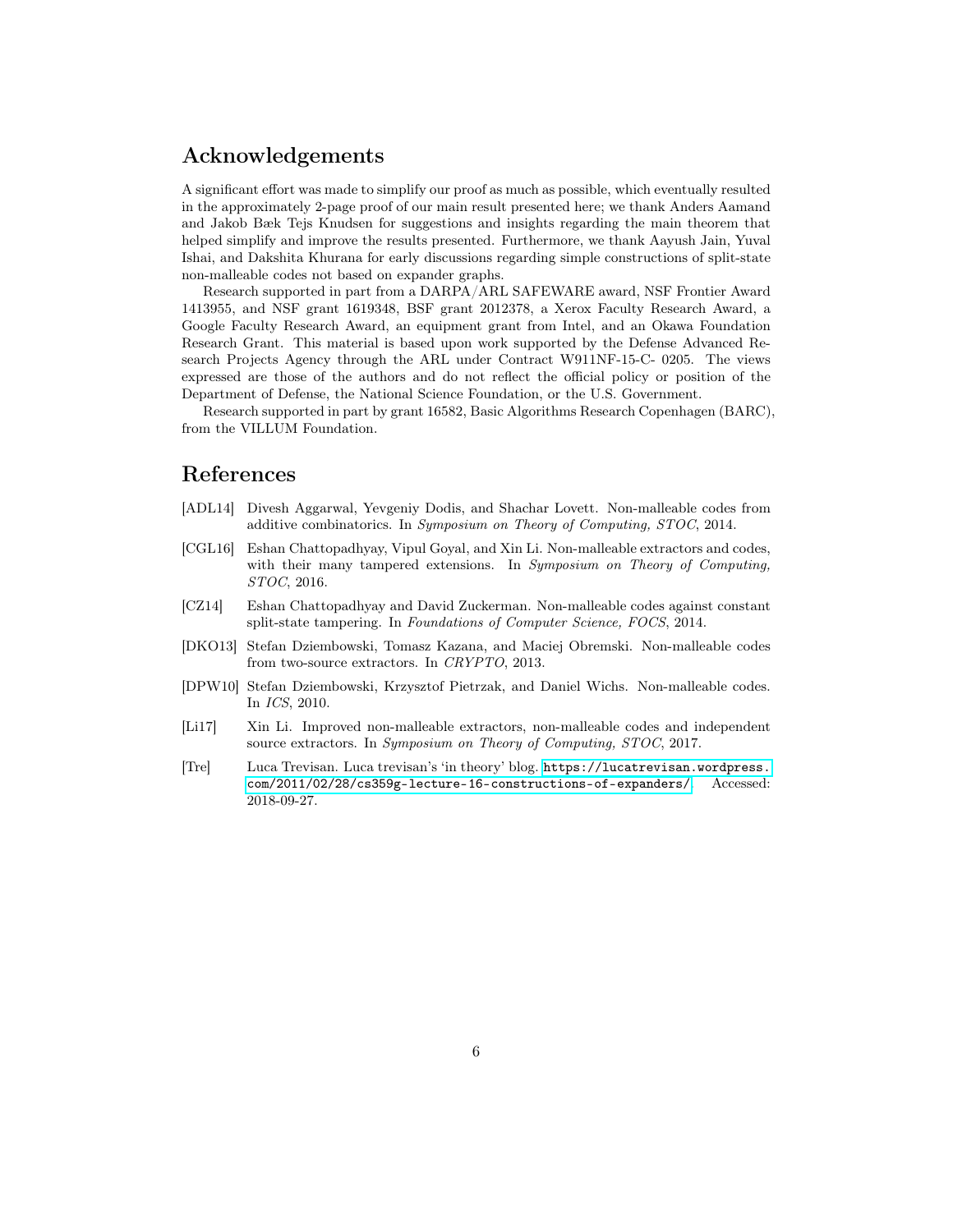## Acknowledgements

A significant effort was made to simplify our proof as much as possible, which eventually resulted in the approximately 2-page proof of our main result presented here; we thank Anders Aamand and Jakob Bæk Tejs Knudsen for suggestions and insights regarding the main theorem that helped simplify and improve the results presented. Furthermore, we thank Aayush Jain, Yuval Ishai, and Dakshita Khurana for early discussions regarding simple constructions of split-state non-malleable codes not based on expander graphs.

Research supported in part from a DARPA/ARL SAFEWARE award, NSF Frontier Award 1413955, and NSF grant 1619348, BSF grant 2012378, a Xerox Faculty Research Award, a Google Faculty Research Award, an equipment grant from Intel, and an Okawa Foundation Research Grant. This material is based upon work supported by the Defense Advanced Research Projects Agency through the ARL under Contract W911NF-15-C- 0205. The views expressed are those of the authors and do not reflect the official policy or position of the Department of Defense, the National Science Foundation, or the U.S. Government.

Research supported in part by grant 16582, Basic Algorithms Research Copenhagen (BARC), from the VILLUM Foundation.

## References

[ADL14] Divesh Aggarwal, Yevgeniy Dodis, and Shachar Lovett. Non-malleable codes from additive combinatorics. In *Symposium on Theory of Computing, STOC*, 2014.

[CGL16] Eshan Chattopadhyay, Vipul Goyal, and Xin Li. Non-malleable extractors and codes, with their many tampered extensions. In *Symposium on Theory of Computing, STOC*, 2016.

[CZ14] Eshan Chattopadhyay and David Zuckerman. Non-malleable codes against constant split-state tampering. In *Foundations of Computer Science, FOCS*, 2014.

[DKO13] Stefan Dziembowski, Tomasz Kazana, and Maciej Obremski. Non-malleable codes from two-source extractors. In *CRYPTO*, 2013.

[DPW10] Stefan Dziembowski, Krzysztof Pietrzak, and Daniel Wichs. Non-malleable codes. In *ICS*, 2010.

[Li17] Xin Li. Improved non-malleable extractors, non-malleable codes and independent source extractors. In *Symposium on Theory of Computing, STOC*, 2017.

[Tre] Luca Trevisan. Luca trevisan's 'in theory' blog. https://lucatrevisan.wordpress.com/2011/02/28/cs359g-lecture-16-constructions-of-expanders/. Accessed: 2018-09-27.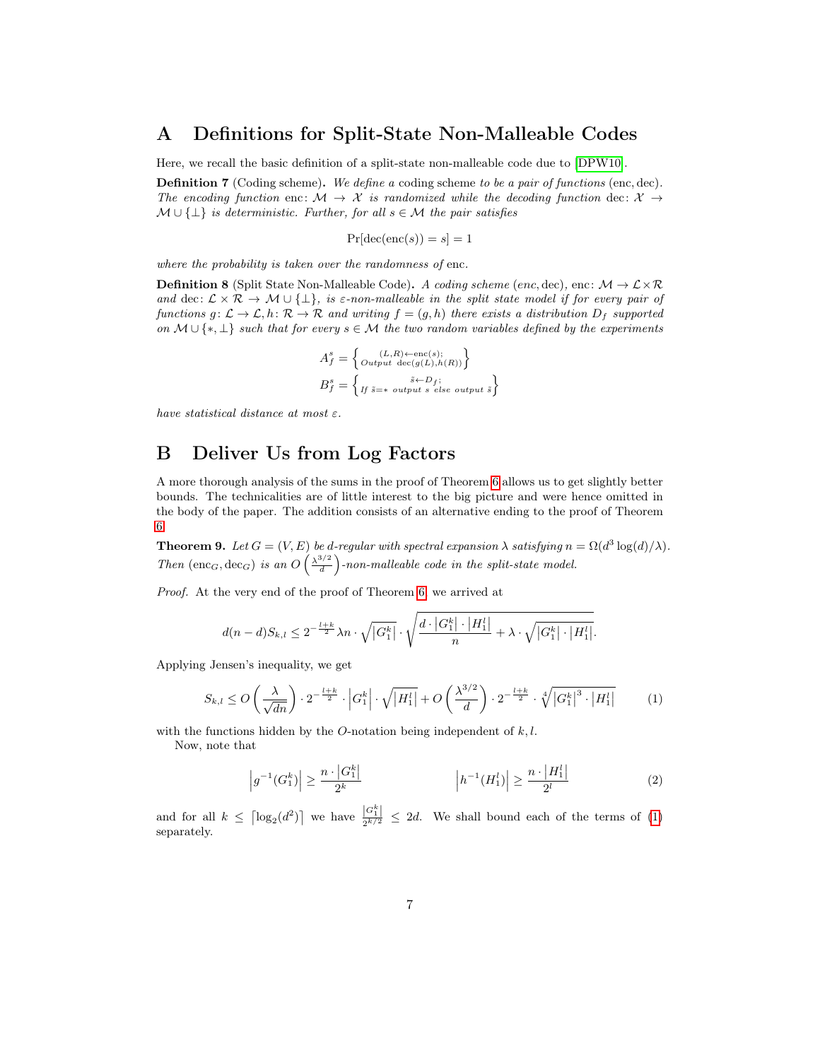# A Definitions for Split-State Non-Malleable Codes

Here, we recall the basic definition of a split-state non-malleable code due to [DPW10].

**Definition 7** (Coding scheme)**.** *We define a* coding scheme *to be a pair of functions* $(\mathrm{enc}, \mathrm{dec})$*. The encoding function* $\mathrm{enc}\colon \mathcal{M} \to \mathcal{X}$ *is randomized while the decoding function* $\mathrm{dec}\colon \mathcal{X} \to \mathcal{M} \cup \{\perp\}$ *is deterministic. Further, for all* $s \in \mathcal{M}$ *the pair satisfies*

$$\Pr[\mathrm{dec}(\mathrm{enc}(s)) = s] = 1$$

*where the probability is taken over the randomness of* $\mathrm{enc}$*.*

**Definition 8** (Split State Non-Malleable Code)**.** *A coding scheme* $(enc, \mathrm{dec})$*,* $\mathrm{enc}\colon \mathcal{M} \to \mathcal{L} \times \mathcal{R}$ *and* $\mathrm{dec}\colon \mathcal{L} \times \mathcal{R} \to \mathcal{M} \cup \{\perp\}$*, is* $\varepsilon$*-non-malleable in the split state model if for every pair of functions* $g\colon \mathcal{L} \to \mathcal{L}, h\colon \mathcal{R} \to \mathcal{R}$ *and writing* $f = (g, h)$ *there exists a distribution* $D_f$ *supported on* $\mathcal{M} \cup \{*, \perp\}$ *such that for every* $s \in \mathcal{M}$ *the two random variables defined by the experiments*

$$A_f^s = \left\{ {}^{(L,R) \leftarrow \mathrm{enc}(s);}_{Output\ \ \mathrm{dec}(g(L),h(R))} \right\}$$

$$B_f^s = \left\{ {}^{\tilde{s} \leftarrow D_f;}_{If\ \tilde{s}=*\ output\ s\ else\ output\ \tilde{s}} \right\}$$

*have statistical distance at most* $\varepsilon$*.*

# B Deliver Us from Log Factors

A more thorough analysis of the sums in the proof of Theorem 6 allows us to get slightly better bounds. The technicalities are of little interest to the big picture and were hence omitted in the body of the paper. The addition consists of an alternative ending to the proof of Theorem 6.

**Theorem 9.** *Let* $G = (V, E)$ *be* $d$*-regular with spectral expansion* $\lambda$ *satisfying* $n = \Omega(d^3 \log(d)/\lambda)$*. Then* $(\mathrm{enc}_G, \mathrm{dec}_G)$ *is an* $O\left(\frac{\lambda^{3/2}}{d}\right)$*-non-malleable code in the split-state model.*

*Proof.* At the very end of the proof of Theorem 6, we arrived at

$$d(n-d)S_{k,l} \leq 2^{-\frac{l+k}{2}} \lambda n \cdot \sqrt{|G_1^k|} \cdot \sqrt{\frac{d \cdot |G_1^k| \cdot |H_1^l|}{n} + \lambda \cdot \sqrt{|G_1^k| \cdot |H_1^l|}}.$$

Applying Jensen's inequality, we get

$$S_{k,l} \leq O\left(\frac{\lambda}{\sqrt{dn}}\right) \cdot 2^{-\frac{l+k}{2}} \cdot \left|G_1^k\right| \cdot \sqrt{\left|H_1^l\right|} + O\left(\frac{\lambda^{3/2}}{d}\right) \cdot 2^{-\frac{l+k}{2}} \cdot \sqrt[4]{\left|G_1^k\right|^3 \cdot \left|H_1^l\right|} \tag{1}$$

with the functions hidden by the $O$-notation being independent of $k, l$.

Now, note that

$$\left|g^{-1}(G_1^k)\right| \geq \frac{n \cdot \left|G_1^k\right|}{2^k} \qquad\qquad \left|h^{-1}(H_1^l)\right| \geq \frac{n \cdot \left|H_1^l\right|}{2^l} \tag{2}$$

and for all $k \leq \lceil \log_2(d^2) \rceil$ we have $\frac{|G_1^k|}{2^{k/2}} \leq 2d$. We shall bound each of the terms of (1) separately.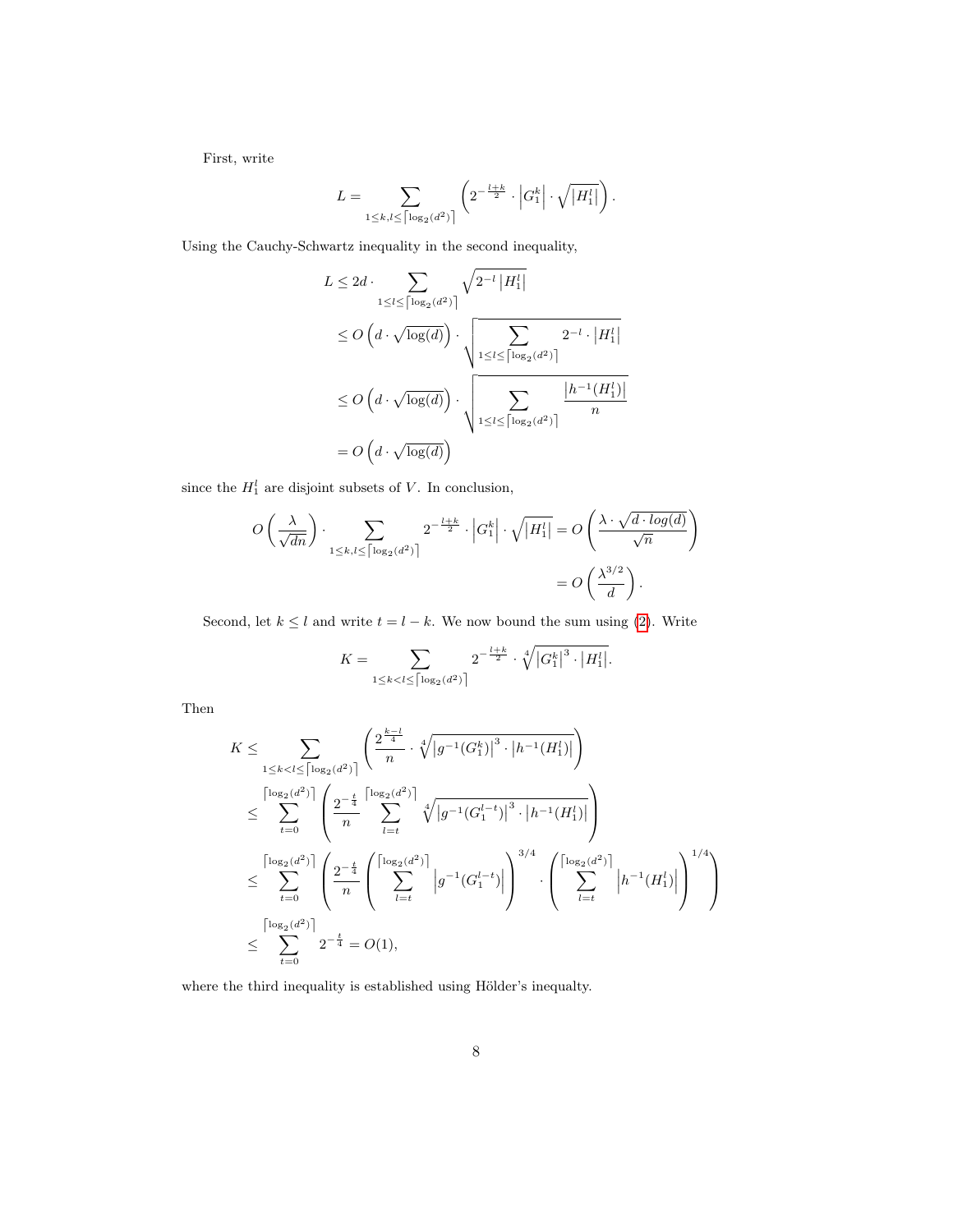First, write

$$L = \sum_{1 \le k,l \le \lceil \log_2(d^2) \rceil} \left( 2^{-\frac{l+k}{2}} \cdot \left| G_1^k \right| \cdot \sqrt{\left| H_1^l \right|} \right).$$

Using the Cauchy-Schwartz inequality in the second inequality,

$$\begin{aligned}
L &\le 2d \cdot \sum_{1 \le l \le \lceil \log_2(d^2) \rceil} \sqrt{2^{-l} \left| H_1^l \right|} \\
&\le O\left(d \cdot \sqrt{\log(d)}\right) \cdot \sqrt{\sum_{1 \le l \le \lceil \log_2(d^2) \rceil} 2^{-l} \cdot \left| H_1^l \right|} \\
&\le O\left(d \cdot \sqrt{\log(d)}\right) \cdot \sqrt{\sum_{1 \le l \le \lceil \log_2(d^2) \rceil} \frac{\left| h^{-1}(H_1^l) \right|}{n}} \\
&= O\left(d \cdot \sqrt{\log(d)}\right)
\end{aligned}$$

since the $H_1^l$ are disjoint subsets of $V$. In conclusion,

$$\begin{aligned}
O\left(\frac{\lambda}{\sqrt{dn}}\right) \cdot \sum_{1 \le k,l \le \lceil \log_2(d^2) \rceil} 2^{-\frac{l+k}{2}} \cdot \left| G_1^k \right| \cdot \sqrt{\left| H_1^l \right|} &= O\left(\frac{\lambda \cdot \sqrt{d \cdot log(d)}}{\sqrt{n}}\right) \\
&= O\left(\frac{\lambda^{3/2}}{d}\right).
\end{aligned}$$

Second, let $k \le l$ and write $t = l - k$. We now bound the sum using (2). Write

$$K = \sum_{1 \le k < l \le \lceil \log_2(d^2) \rceil} 2^{-\frac{l+k}{2}} \cdot \sqrt[4]{\left| G_1^k \right|^3 \cdot \left| H_1^l \right|}.$$

Then

$$\begin{aligned}
K &\le \sum_{1 \le k < l \le \lceil \log_2(d^2) \rceil} \left( \frac{2^{\frac{k-l}{4}}}{n} \cdot \sqrt[4]{\left| g^{-1}(G_1^k) \right|^3 \cdot \left| h^{-1}(H_1^l) \right|} \right) \\
&\le \sum_{t=0}^{\lceil \log_2(d^2) \rceil} \left( \frac{2^{-\frac{t}{4}}}{n} \sum_{l=t}^{\lceil \log_2(d^2) \rceil} \sqrt[4]{\left| g^{-1}(G_1^{l-t}) \right|^3 \cdot \left| h^{-1}(H_1^l) \right|} \right) \\
&\le \sum_{t=0}^{\lceil \log_2(d^2) \rceil} \left( \frac{2^{-\frac{t}{4}}}{n} \left( \sum_{l=t}^{\lceil \log_2(d^2) \rceil} \left| g^{-1}(G_1^{l-t}) \right| \right)^{3/4} \cdot \left( \sum_{l=t}^{\lceil \log_2(d^2) \rceil} \left| h^{-1}(H_1^l) \right| \right)^{1/4} \right) \\
&\le \sum_{t=0}^{\lceil \log_2(d^2) \rceil} 2^{-\frac{t}{4}} = O(1),
\end{aligned}$$

where the third inequality is established using Hölder's inequalty.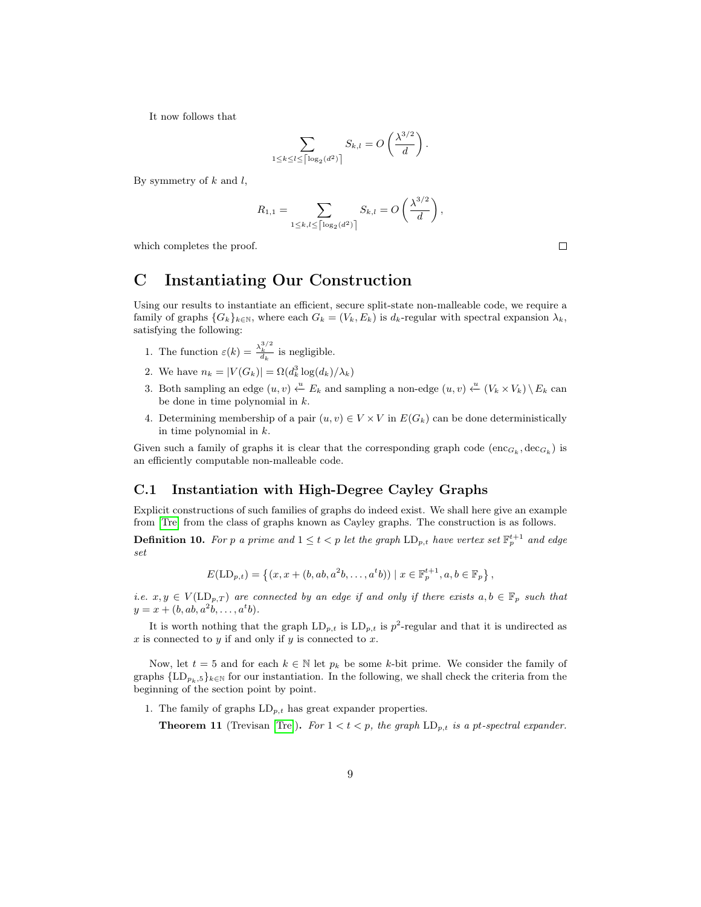It now follows that

$$\sum_{1 \leq k \leq l \leq \lceil \log_2(d^2) \rceil} S_{k,l} = O\left(\frac{\lambda^{3/2}}{d}\right).$$

By symmetry of $k$ and $l$,

$$R_{1,1} = \sum_{1 \leq k, l \leq \lceil \log_2(d^2) \rceil} S_{k,l} = O\left(\frac{\lambda^{3/2}}{d}\right),$$

which completes the proof. □

# C Instantiating Our Construction

Using our results to instantiate an efficient, secure split-state non-malleable code, we require a family of graphs $\{G_k\}_{k \in \mathbb{N}}$, where each $G_k = (V_k, E_k)$ is $d_k$-regular with spectral expansion $\lambda_k$, satisfying the following:

1. The function $\varepsilon(k) = \frac{\lambda_k^{3/2}}{d_k}$ is negligible.
2. We have $n_k = |V(G_k)| = \Omega(d_k^3 \log(d_k)/\lambda_k)$
3. Both sampling an edge $(u, v) \xleftarrow{u} E_k$ and sampling a non-edge $(u, v) \xleftarrow{u} (V_k \times V_k) \setminus E_k$ can be done in time polynomial in $k$.
4. Determining membership of a pair $(u, v) \in V \times V$ in $E(G_k)$ can be done deterministically in time polynomial in $k$.

Given such a family of graphs it is clear that the corresponding graph code $(\mathrm{enc}_{G_k}, \mathrm{dec}_{G_k})$ is an efficiently computable non-malleable code.

## C.1 Instantiation with High-Degree Cayley Graphs

Explicit constructions of such families of graphs do indeed exist. We shall here give an example from [Tre] from the class of graphs known as Cayley graphs. The construction is as follows.

**Definition 10.** *For $p$ a prime and $1 \leq t < p$ let the graph $\mathrm{LD}_{p,t}$ have vertex set $\mathbb{F}_p^{t+1}$ and edge set*

$$E(\mathrm{LD}_{p,t}) = \left\{ (x, x + (b, ab, a^2b, \ldots, a^tb)) \mid x \in \mathbb{F}_p^{t+1}, a, b \in \mathbb{F}_p \right\},$$

*i.e. $x, y \in V(\mathrm{LD}_{p,T})$ are connected by an edge if and only if there exists $a, b \in \mathbb{F}_p$ such that $y = x + (b, ab, a^2b, \ldots, a^tb)$.*

It is worth nothing that the graph $\mathrm{LD}_{p,t}$ is $\mathrm{LD}_{p,t}$ is $p^2$-regular and that it is undirected as $x$ is connected to $y$ if and only if $y$ is connected to $x$.

Now, let $t = 5$ and for each $k \in \mathbb{N}$ let $p_k$ be some $k$-bit prime. We consider the family of graphs $\{\mathrm{LD}_{p_k,5}\}_{k \in \mathbb{N}}$ for our instantiation. In the following, we shall check the criteria from the beginning of the section point by point.

1. The family of graphs $\mathrm{LD}_{p,t}$ has great expander properties.

   **Theorem 11** (Trevisan [Tre]). *For $1 < t < p$, the graph $\mathrm{LD}_{p,t}$ is a $pt$-spectral expander.*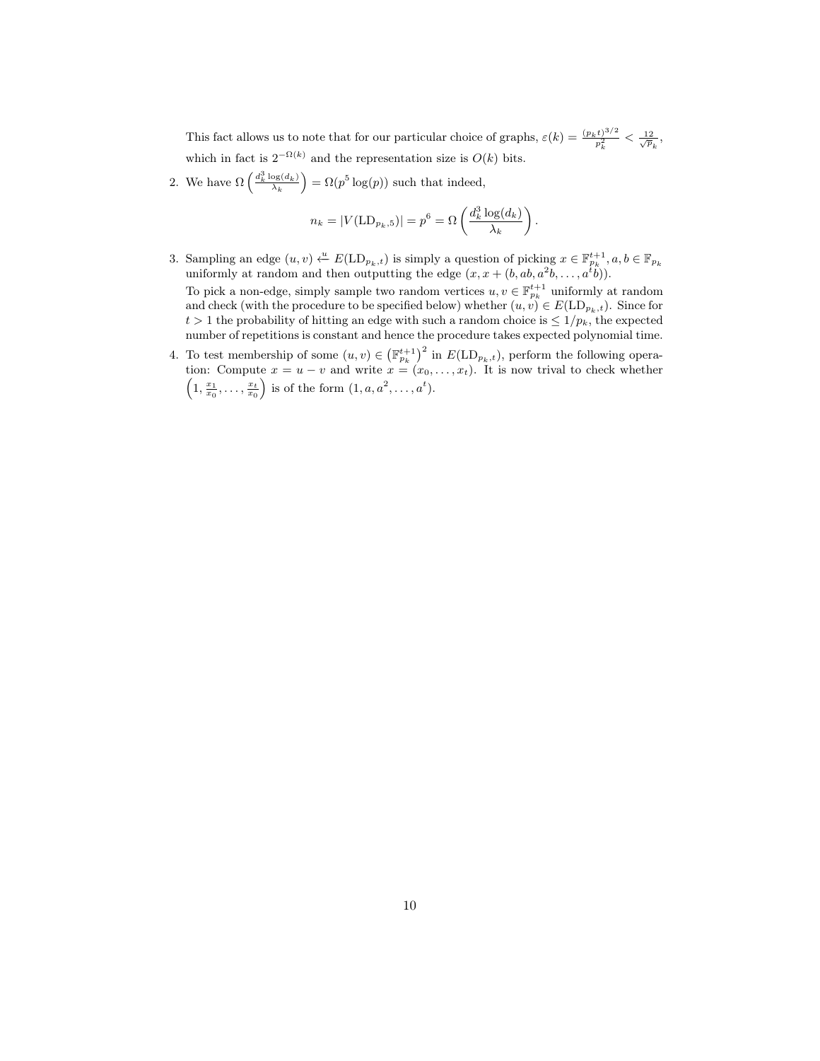This fact allows us to note that for our particular choice of graphs, $\varepsilon(k) = \frac{(p_k t)^{3/2}}{p_k^2} < \frac{12}{\sqrt{p}_k}$, which in fact is $2^{-\Omega(k)}$ and the representation size is $O(k)$ bits.

2. We have $\Omega\left(\frac{d_k^3 \log(d_k)}{\lambda_k}\right) = \Omega(p^5 \log(p))$ such that indeed,

$$n_k = |V(\mathrm{LD}_{p_k,5})| = p^6 = \Omega\left(\frac{d_k^3 \log(d_k)}{\lambda_k}\right).$$

3. Sampling an edge $(u, v) \overset{u}{\leftarrow} E(\mathrm{LD}_{p_k,t})$ is simply a question of picking $x \in \mathbb{F}_{p_k}^{t+1}, a, b \in \mathbb{F}_{p_k}$ uniformly at random and then outputting the edge $(x, x + (b, ab, a^2b, \ldots, a^t b))$.

   To pick a non-edge, simply sample two random vertices $u, v \in \mathbb{F}_{p_k}^{t+1}$ uniformly at random and check (with the procedure to be specified below) whether $(u, v) \in E(\mathrm{LD}_{p_k,t})$. Since for $t > 1$ the probability of hitting an edge with such a random choice is $\leq 1/p_k$, the expected number of repetitions is constant and hence the procedure takes expected polynomial time.

4. To test membership of some $(u, v) \in \left(\mathbb{F}_{p_k}^{t+1}\right)^2$ in $E(\mathrm{LD}_{p_k,t})$, perform the following operation: Compute $x = u - v$ and write $x = (x_0, \ldots, x_t)$. It is now trival to check whether $\left(1, \frac{x_1}{x_0}, \ldots, \frac{x_t}{x_0}\right)$ is of the form $(1, a, a^2, \ldots, a^t)$.